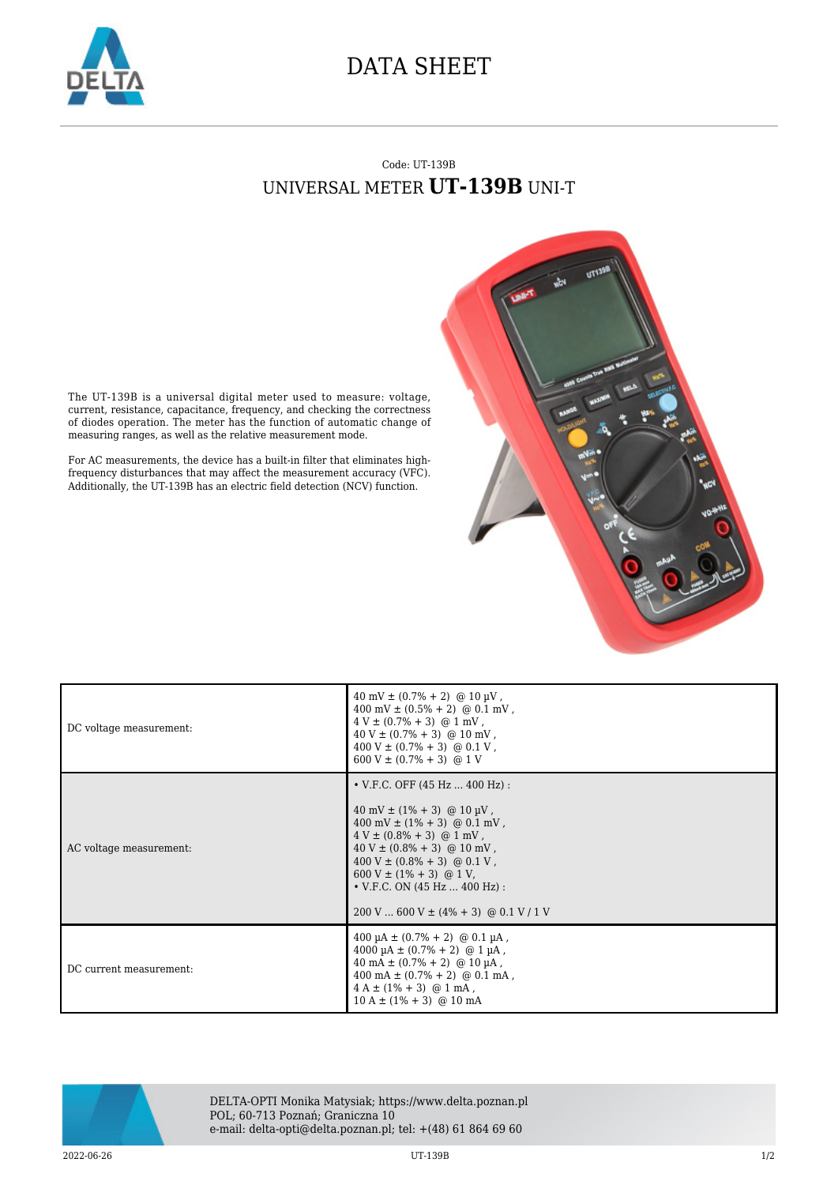# DATA SHEET

Code: UT-139B

## UNIVERSAL METER **UT-139B** UNI-T

The UT-139B is a universal digital meter used to measure: voltage, current, resistance, capacitance, frequency, and checking the correctness of diodes operation. The meter has the function of automatic change of measuring ranges, as well as the relative measurement mode.

For AC measurements, the device has a built-in filter that eliminates high-frequency disturbances that may affect the measurement accuracy (VFC). Additionally, the UT-139B has an electric field detection (NCV) function.

| | |
|---|---|
| DC voltage measurement: | 40 mV ± (0.7% + 2) @ 10 µV ,<br>400 mV ± (0.5% + 2) @ 0.1 mV ,<br>4 V ± (0.7% + 3) @ 1 mV ,<br>40 V ± (0.7% + 3) @ 10 mV ,<br>400 V ± (0.7% + 3) @ 0.1 V ,<br>600 V ± (0.7% + 3) @ 1 V |
| AC voltage measurement: | • V.F.C. OFF (45 Hz ... 400 Hz) :<br><br>40 mV ± (1% + 3) @ 10 µV ,<br>400 mV ± (1% + 3) @ 0.1 mV ,<br>4 V ± (0.8% + 3) @ 1 mV ,<br>40 V ± (0.8% + 3) @ 10 mV ,<br>400 V ± (0.8% + 3) @ 0.1 V ,<br>600 V ± (1% + 3) @ 1 V,<br>• V.F.C. ON (45 Hz ... 400 Hz) :<br><br>200 V ... 600 V ± (4% + 3) @ 0.1 V / 1 V |
| DC current measurement: | 400 µA ± (0.7% + 2) @ 0.1 µA ,<br>4000 µA ± (0.7% + 2) @ 1 µA ,<br>40 mA ± (0.7% + 2) @ 10 µA ,<br>400 mA ± (0.7% + 2) @ 0.1 mA ,<br>4 A ± (1% + 3) @ 1 mA ,<br>10 A ± (1% + 3) @ 10 mA |

DELTA-OPTI Monika Matysiak; https://www.delta.poznan.pl
POL; 60-713 Poznań; Graniczna 10
e-mail: delta-opti@delta.poznan.pl; tel: +(48) 61 864 69 60

2022-06-26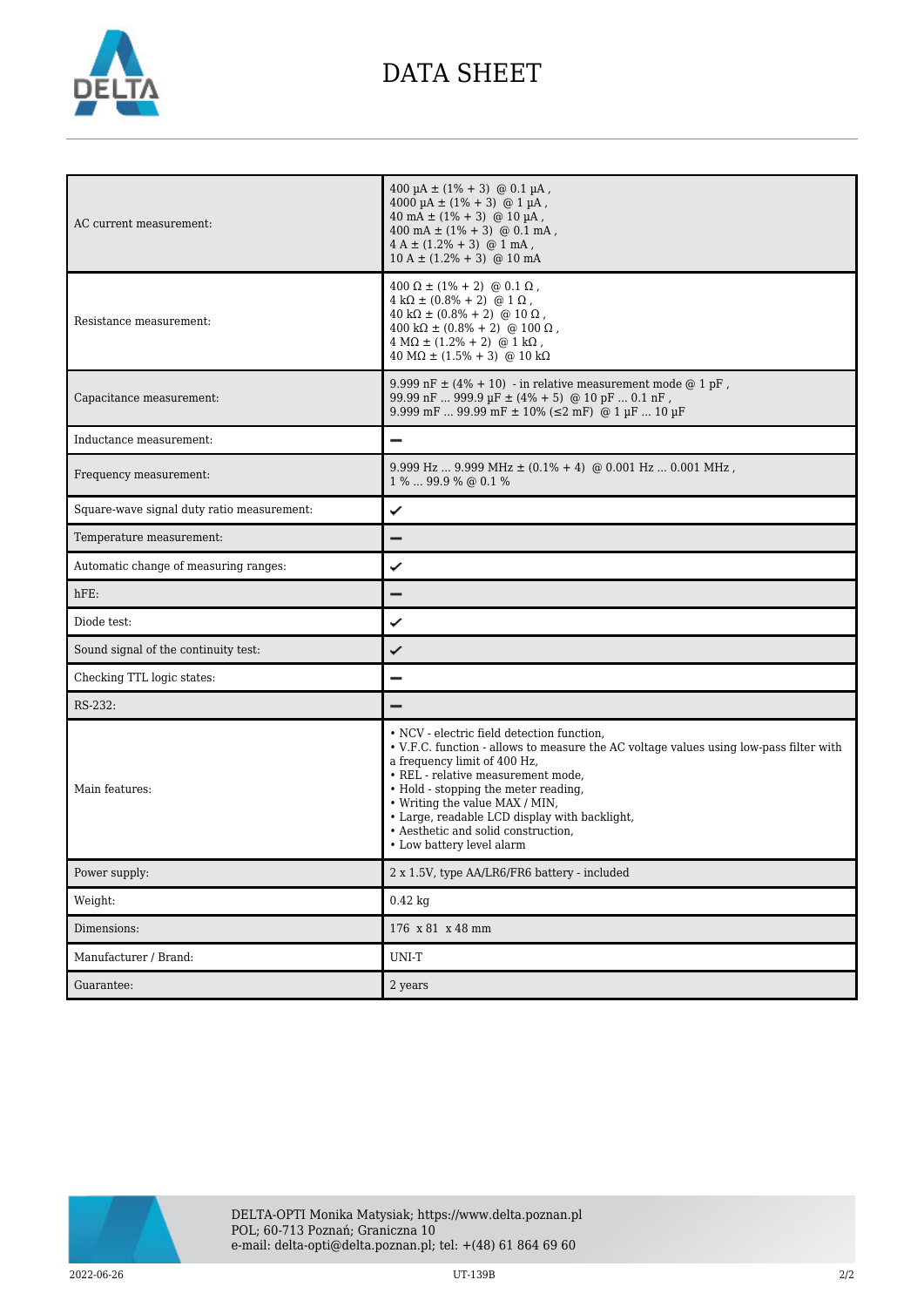# DATA SHEET

| | |
|---|---|
| AC current measurement: | 400 µA ± (1% + 3) @ 0.1 µA ,<br>4000 µA ± (1% + 3) @ 1 µA ,<br>40 mA ± (1% + 3) @ 10 µA ,<br>400 mA ± (1% + 3) @ 0.1 mA ,<br>4 A ± (1.2% + 3) @ 1 mA ,<br>10 A ± (1.2% + 3) @ 10 mA |
| Resistance measurement: | 400 Ω ± (1% + 2) @ 0.1 Ω ,<br>4 kΩ ± (0.8% + 2) @ 1 Ω ,<br>40 kΩ ± (0.8% + 2) @ 10 Ω ,<br>400 kΩ ± (0.8% + 2) @ 100 Ω ,<br>4 MΩ ± (1.2% + 2) @ 1 kΩ ,<br>40 MΩ ± (1.5% + 3) @ 10 kΩ |
| Capacitance measurement: | 9.999 nF ± (4% + 10) - in relative measurement mode @ 1 pF ,<br>99.99 nF ... 999.9 µF ± (4% + 5) @ 10 pF ... 0.1 nF ,<br>9.999 mF ... 99.99 mF ± 10% (≤2 mF) @ 1 µF ... 10 µF |
| Inductance measurement: | – |
| Frequency measurement: | 9.999 Hz ... 9.999 MHz ± (0.1% + 4) @ 0.001 Hz ... 0.001 MHz ,<br>1 % ... 99.9 % @ 0.1 % |
| Square-wave signal duty ratio measurement: | ✓ |
| Temperature measurement: | – |
| Automatic change of measuring ranges: | ✓ |
| hFE: | – |
| Diode test: | ✓ |
| Sound signal of the continuity test: | ✓ |
| Checking TTL logic states: | – |
| RS-232: | – |
| Main features: | • NCV - electric field detection function,<br>• V.F.C. function - allows to measure the AC voltage values using low-pass filter with a frequency limit of 400 Hz,<br>• REL - relative measurement mode,<br>• Hold - stopping the meter reading,<br>• Writing the value MAX / MIN,<br>• Large, readable LCD display with backlight,<br>• Aesthetic and solid construction,<br>• Low battery level alarm |
| Power supply: | 2 x 1.5V, type AA/LR6/FR6 battery - included |
| Weight: | 0.42 kg |
| Dimensions: | 176 x 81 x 48 mm |
| Manufacturer / Brand: | UNI-T |
| Guarantee: | 2 years |

DELTA-OPTI Monika Matysiak; https://www.delta.poznan.pl
POL; 60-713 Poznań; Graniczna 10
e-mail: delta-opti@delta.poznan.pl; tel: +(48) 61 864 69 60

2022-06-26 UT-139B